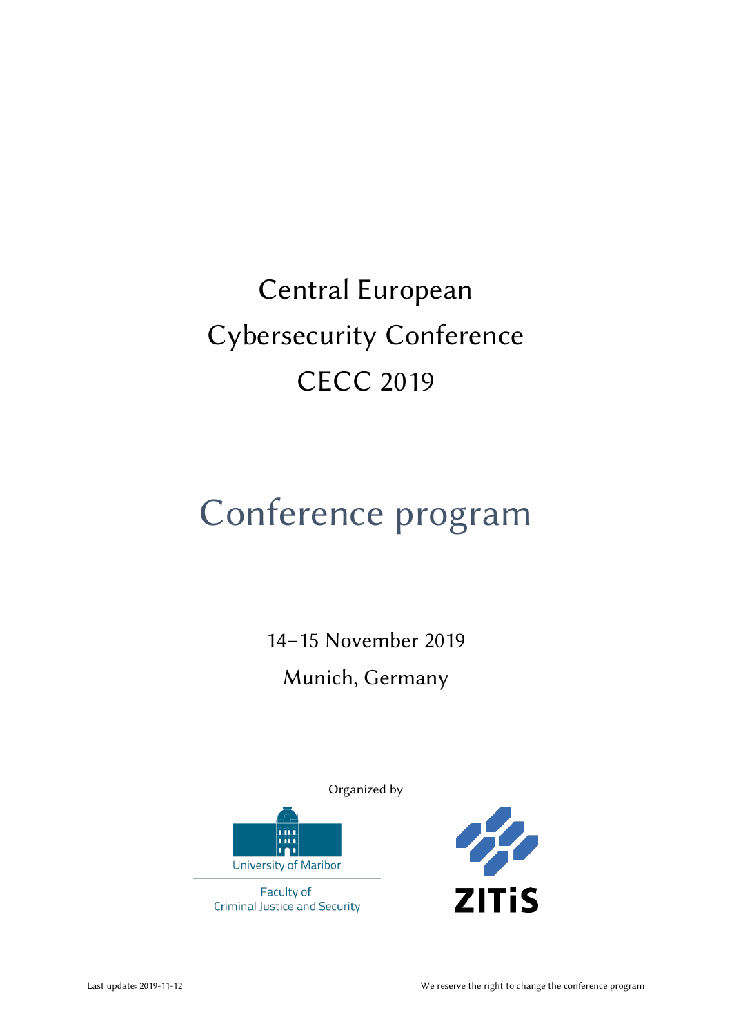# Central European Cybersecurity Conference CECC 2019

# Conference program

14–15 November 2019

Munich, Germany

Organized by

University of Maribor

Faculty of Criminal Justice and Security

ZITiS

Last update: 2019-11-12

We reserve the right to change the conference program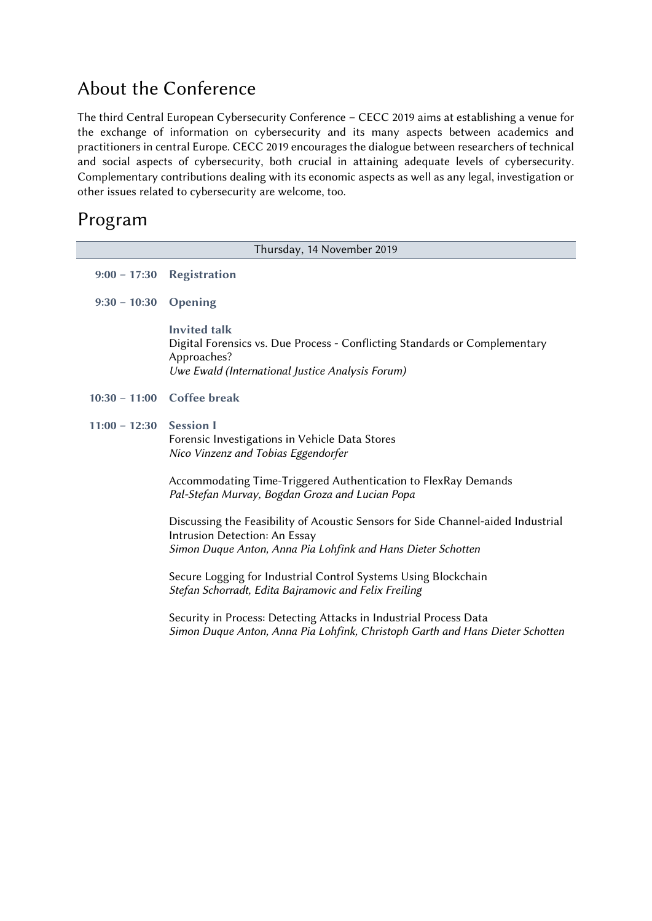## About the Conference

The third Central European Cybersecurity Conference – CECC 2019 aims at establishing a venue for the exchange of information on cybersecurity and its many aspects between academics and practitioners in central Europe. CECC 2019 encourages the dialogue between researchers of technical and social aspects of cybersecurity, both crucial in attaining adequate levels of cybersecurity. Complementary contributions dealing with its economic aspects as well as any legal, investigation or other issues related to cybersecurity are welcome, too.

## Program

### Thursday, 14 November 2019

**9:00 – 17:30** **Registration**

**9:30 – 10:30** **Opening**

**Invited talk**
Digital Forensics vs. Due Process - Conflicting Standards or Complementary Approaches?
*Uwe Ewald (International Justice Analysis Forum)*

**10:30 – 11:00** **Coffee break**

**11:00 – 12:30** **Session I**

Forensic Investigations in Vehicle Data Stores
*Nico Vinzenz and Tobias Eggendorfer*

Accommodating Time-Triggered Authentication to FlexRay Demands
*Pal-Stefan Murvay, Bogdan Groza and Lucian Popa*

Discussing the Feasibility of Acoustic Sensors for Side Channel-aided Industrial Intrusion Detection: An Essay
*Simon Duque Anton, Anna Pia Lohfink and Hans Dieter Schotten*

Secure Logging for Industrial Control Systems Using Blockchain
*Stefan Schorradt, Edita Bajramovic and Felix Freiling*

Security in Process: Detecting Attacks in Industrial Process Data
*Simon Duque Anton, Anna Pia Lohfink, Christoph Garth and Hans Dieter Schotten*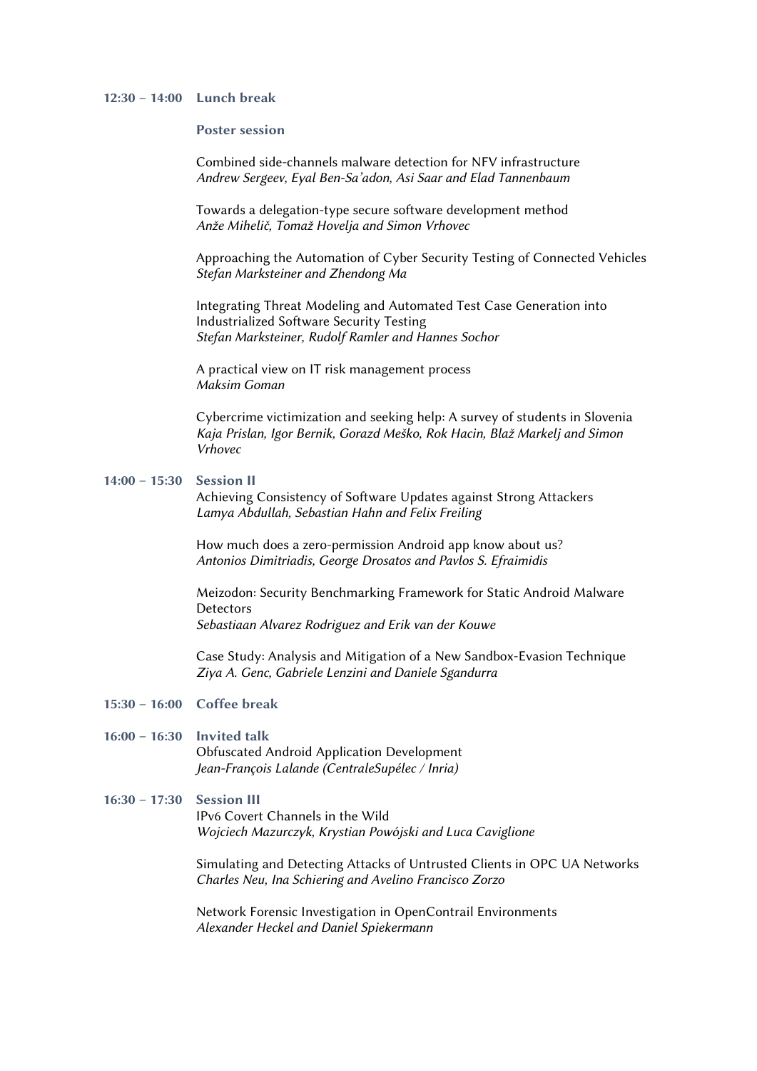**12:30 – 14:00 Lunch break**

**Poster session**

Combined side-channels malware detection for NFV infrastructure
*Andrew Sergeev, Eyal Ben-Sa'adon, Asi Saar and Elad Tannenbaum*

Towards a delegation-type secure software development method
*Anže Mihelič, Tomaž Hovelja and Simon Vrhovec*

Approaching the Automation of Cyber Security Testing of Connected Vehicles
*Stefan Marksteiner and Zhendong Ma*

Integrating Threat Modeling and Automated Test Case Generation into Industrialized Software Security Testing
*Stefan Marksteiner, Rudolf Ramler and Hannes Sochor*

A practical view on IT risk management process
*Maksim Goman*

Cybercrime victimization and seeking help: A survey of students in Slovenia
*Kaja Prislan, Igor Bernik, Gorazd Meško, Rok Hacin, Blaž Markelj and Simon Vrhovec*

**14:00 – 15:30 Session II**

Achieving Consistency of Software Updates against Strong Attackers
*Lamya Abdullah, Sebastian Hahn and Felix Freiling*

How much does a zero-permission Android app know about us?
*Antonios Dimitriadis, George Drosatos and Pavlos S. Efraimidis*

Meizodon: Security Benchmarking Framework for Static Android Malware Detectors
*Sebastiaan Alvarez Rodriguez and Erik van der Kouwe*

Case Study: Analysis and Mitigation of a New Sandbox-Evasion Technique
*Ziya A. Genc, Gabriele Lenzini and Daniele Sgandurra*

**15:30 – 16:00 Coffee break**

**16:00 – 16:30 Invited talk**

Obfuscated Android Application Development
*Jean-François Lalande (CentraleSupélec / Inria)*

**16:30 – 17:30 Session III**

IPv6 Covert Channels in the Wild
*Wojciech Mazurczyk, Krystian Powójski and Luca Caviglione*

Simulating and Detecting Attacks of Untrusted Clients in OPC UA Networks
*Charles Neu, Ina Schiering and Avelino Francisco Zorzo*

Network Forensic Investigation in OpenContrail Environments
*Alexander Heckel and Daniel Spiekermann*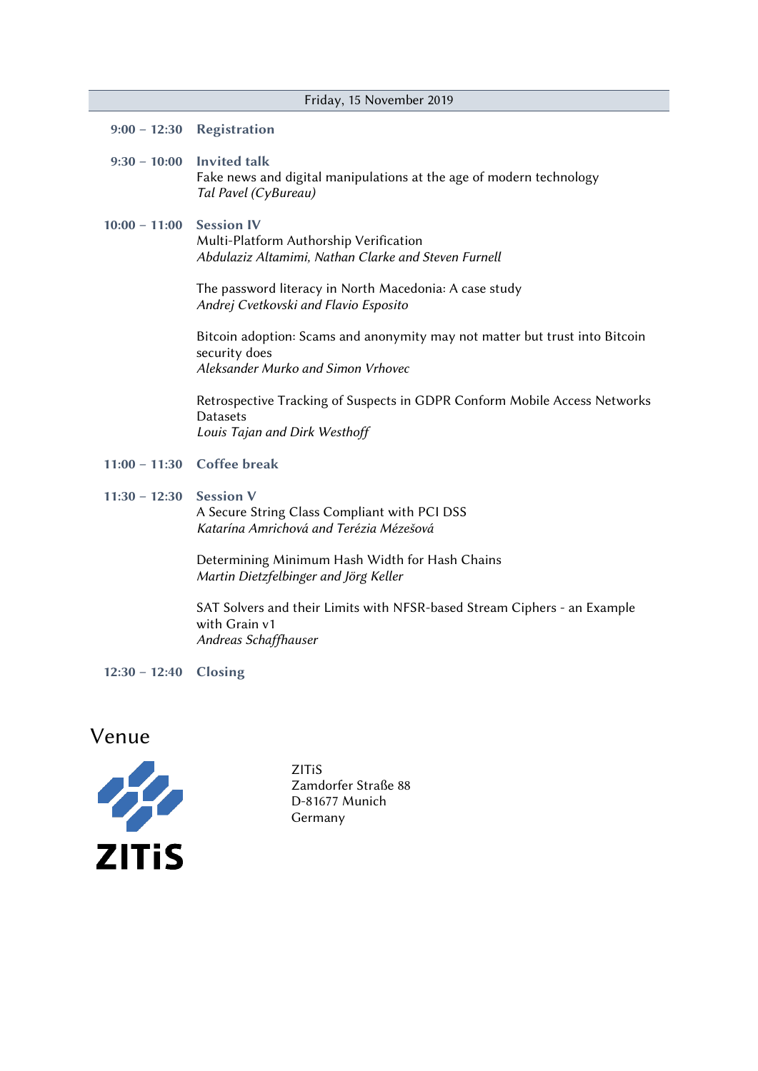| Friday, 15 November 2019 | |
|---|---|
| **9:00 – 12:30** | **Registration** |
| **9:30 – 10:00** | **Invited talk**<br>Fake news and digital manipulations at the age of modern technology<br>*Tal Pavel (CyBureau)* |
| **10:00 – 11:00** | **Session IV**<br>Multi-Platform Authorship Verification<br>*Abdulaziz Altamimi, Nathan Clarke and Steven Furnell*<br><br>The password literacy in North Macedonia: A case study<br>*Andrej Cvetkovski and Flavio Esposito*<br><br>Bitcoin adoption: Scams and anonymity may not matter but trust into Bitcoin security does<br>*Aleksander Murko and Simon Vrhovec*<br><br>Retrospective Tracking of Suspects in GDPR Conform Mobile Access Networks Datasets<br>*Louis Tajan and Dirk Westhoff* |
| **11:00 – 11:30** | **Coffee break** |
| **11:30 – 12:30** | **Session V**<br>A Secure String Class Compliant with PCI DSS<br>*Katarína Amrichová and Terézia Mézešová*<br><br>Determining Minimum Hash Width for Hash Chains<br>*Martin Dietzfelbinger and Jörg Keller*<br><br>SAT Solvers and their Limits with NFSR-based Stream Ciphers - an Example with Grain v1<br>*Andreas Schaffhauser* |
| **12:30 – 12:40** | **Closing** |

# Venue

ZITiS

ZITiS
Zamdorfer Straße 88
D-81677 Munich
Germany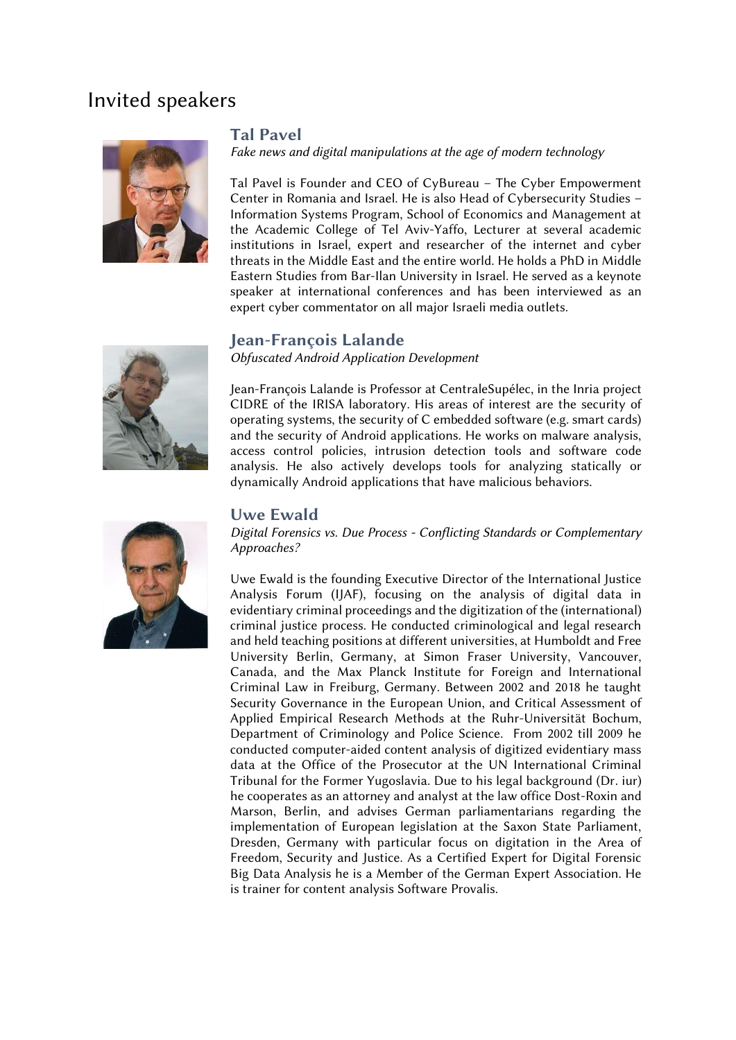# Invited speakers

## Tal Pavel

*Fake news and digital manipulations at the age of modern technology*

Tal Pavel is Founder and CEO of CyBureau – The Cyber Empowerment Center in Romania and Israel. He is also Head of Cybersecurity Studies – Information Systems Program, School of Economics and Management at the Academic College of Tel Aviv-Yaffo, Lecturer at several academic institutions in Israel, expert and researcher of the internet and cyber threats in the Middle East and the entire world. He holds a PhD in Middle Eastern Studies from Bar-Ilan University in Israel. He served as a keynote speaker at international conferences and has been interviewed as an expert cyber commentator on all major Israeli media outlets.

## Jean-François Lalande

*Obfuscated Android Application Development*

Jean-François Lalande is Professor at CentraleSupélec, in the Inria project CIDRE of the IRISA laboratory. His areas of interest are the security of operating systems, the security of C embedded software (e.g. smart cards) and the security of Android applications. He works on malware analysis, access control policies, intrusion detection tools and software code analysis. He also actively develops tools for analyzing statically or dynamically Android applications that have malicious behaviors.

## Uwe Ewald

*Digital Forensics vs. Due Process - Conflicting Standards or Complementary Approaches?*

Uwe Ewald is the founding Executive Director of the International Justice Analysis Forum (IJAF), focusing on the analysis of digital data in evidentiary criminal proceedings and the digitization of the (international) criminal justice process. He conducted criminological and legal research and held teaching positions at different universities, at Humboldt and Free University Berlin, Germany, at Simon Fraser University, Vancouver, Canada, and the Max Planck Institute for Foreign and International Criminal Law in Freiburg, Germany. Between 2002 and 2018 he taught Security Governance in the European Union, and Critical Assessment of Applied Empirical Research Methods at the Ruhr-Universität Bochum, Department of Criminology and Police Science. From 2002 till 2009 he conducted computer-aided content analysis of digitized evidentiary mass data at the Office of the Prosecutor at the UN International Criminal Tribunal for the Former Yugoslavia. Due to his legal background (Dr. iur) he cooperates as an attorney and analyst at the law office Dost-Roxin and Marson, Berlin, and advises German parliamentarians regarding the implementation of European legislation at the Saxon State Parliament, Dresden, Germany with particular focus on digitation in the Area of Freedom, Security and Justice. As a Certified Expert for Digital Forensic Big Data Analysis he is a Member of the German Expert Association. He is trainer for content analysis Software Provalis.